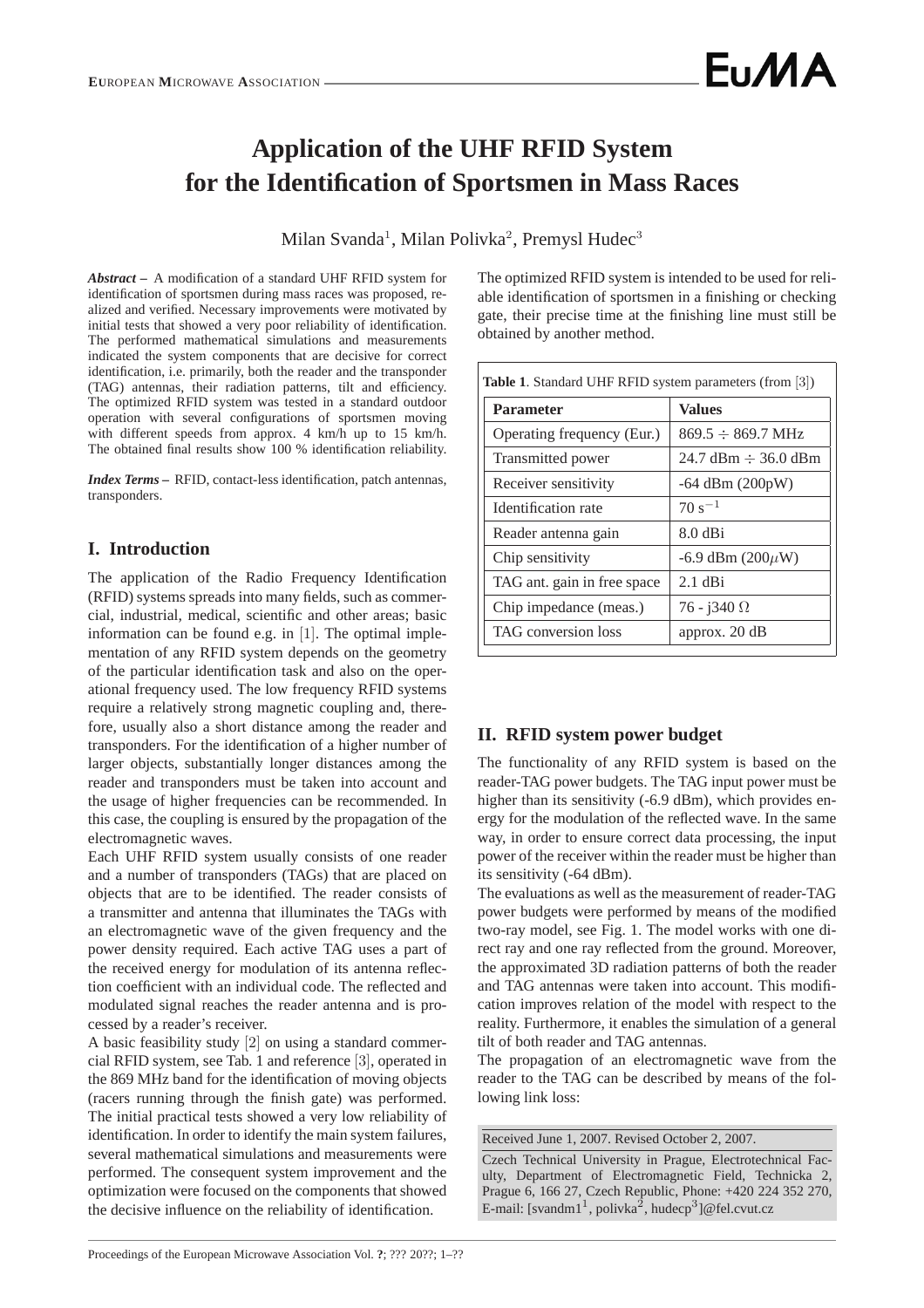# Application of the UHF RFID System for the Identification of Sportsmen in Mass Races

Milan Svanda[1], Milan Polivka[2], Premysl Hudec[3]

***Abstract –*** A modification of a standard UHF RFID system for identification of sportsmen during mass races was proposed, realized and verified. Necessary improvements were motivated by initial tests that showed a very poor reliability of identification. The performed mathematical simulations and measurements indicated the system components that are decisive for correct identification, i.e. primarily, both the reader and the transponder (TAG) antennas, their radiation patterns, tilt and efficiency. The optimized RFID system was tested in a standard outdoor operation with several configurations of sportsmen moving with different speeds from approx. 4 km/h up to 15 km/h. The obtained final results show 100 % identification reliability.

***Index Terms –*** RFID, contact-less identification, patch antennas, transponders.

## I. Introduction

The application of the Radio Frequency Identification (RFID) systems spreads into many fields, such as commercial, industrial, medical, scientific and other areas; basic information can be found e.g. in [1]. The optimal implementation of any RFID system depends on the geometry of the particular identification task and also on the operational frequency used. The low frequency RFID systems require a relatively strong magnetic coupling and, therefore, usually also a short distance among the reader and transponders. For the identification of a higher number of larger objects, substantially longer distances among the reader and transponders must be taken into account and the usage of higher frequencies can be recommended. In this case, the coupling is ensured by the propagation of the electromagnetic waves.

Each UHF RFID system usually consists of one reader and a number of transponders (TAGs) that are placed on objects that are to be identified. The reader consists of a transmitter and antenna that illuminates the TAGs with an electromagnetic wave of the given frequency and the power density required. Each active TAG uses a part of the received energy for modulation of its antenna reflection coefficient with an individual code. The reflected and modulated signal reaches the reader antenna and is processed by a reader's receiver.

A basic feasibility study [2] on using a standard commercial RFID system, see Tab. 1 and reference [3], operated in the 869 MHz band for the identification of moving objects (racers running through the finish gate) was performed. The initial practical tests showed a very low reliability of identification. In order to identify the main system failures, several mathematical simulations and measurements were performed. The consequent system improvement and the optimization were focused on the components that showed the decisive influence on the reliability of identification.

The optimized RFID system is intended to be used for reliable identification of sportsmen in a finishing or checking gate, their precise time at the finishing line must still be obtained by another method.

**Table 1**. Standard UHF RFID system parameters (from [3])

| Parameter | Values |
|---|---|
| Operating frequency (Eur.) | 869.5 ÷ 869.7 MHz |
| Transmitted power | 24.7 dBm ÷ 36.0 dBm |
| Receiver sensitivity | -64 dBm (200pW) |
| Identification rate | 70 $s^{-1}$ |
| Reader antenna gain | 8.0 dBi |
| Chip sensitivity | -6.9 dBm (200$\mu$W) |
| TAG ant. gain in free space | 2.1 dBi |
| Chip impedance (meas.) | 76 - j340 $\Omega$ |
| TAG conversion loss | approx. 20 dB |

## II. RFID system power budget

The functionality of any RFID system is based on the reader-TAG power budgets. The TAG input power must be higher than its sensitivity (-6.9 dBm), which provides energy for the modulation of the reflected wave. In the same way, in order to ensure correct data processing, the input power of the receiver within the reader must be higher than its sensitivity (-64 dBm).

The evaluations as well as the measurement of reader-TAG power budgets were performed by means of the modified two-ray model, see Fig. 1. The model works with one direct ray and one ray reflected from the ground. Moreover, the approximated 3D radiation patterns of both the reader and TAG antennas were taken into account. This modification improves relation of the model with respect to the reality. Furthermore, it enables the simulation of a general tilt of both reader and TAG antennas.

The propagation of an electromagnetic wave from the reader to the TAG can be described by means of the following link loss:

Received June 1, 2007. Revised October 2, 2007.

Czech Technical University in Prague, Electrotechnical Faculty, Department of Electromagnetic Field, Technicka 2, Prague 6, 166 27, Czech Republic, Phone: +420 224 352 270, E-mail: [svandm1[1], polivka[2], hudecp[3]]@fel.cvut.cz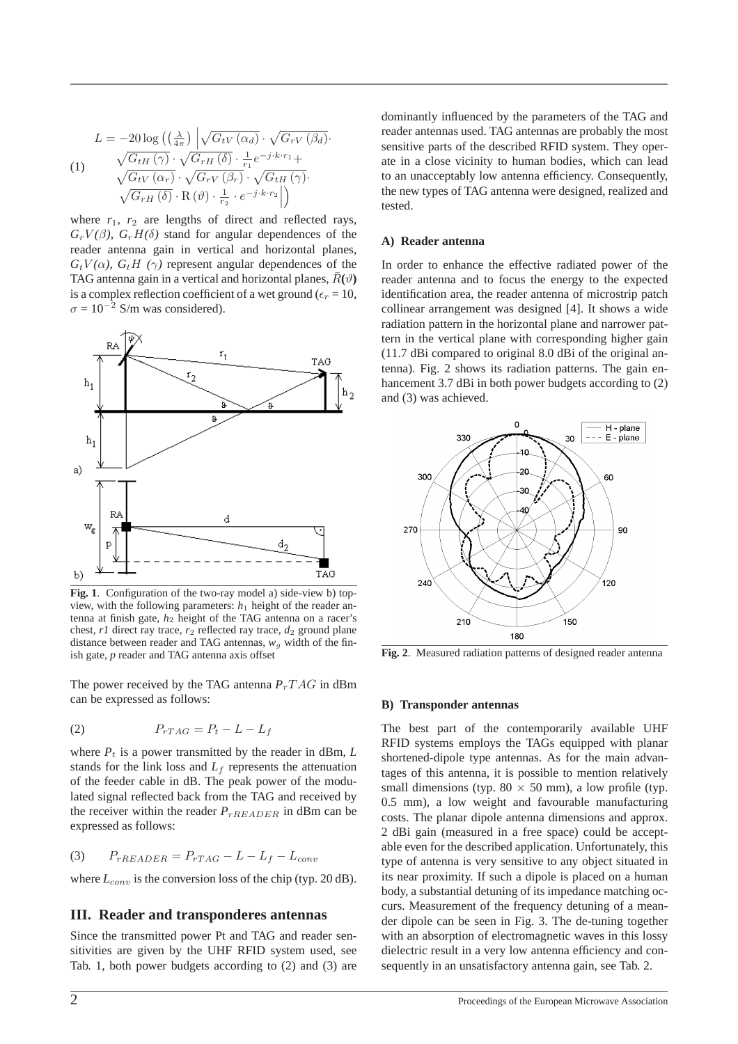$$L = -20\log\left(\left(\frac{\lambda}{4\pi}\right)\left|\sqrt{G_{tV}(\alpha_d)}\cdot\sqrt{G_{rV}(\beta_d)}\cdot \sqrt{G_{tH}(\gamma)}\cdot\sqrt{G_{rH}(\delta)}\cdot\frac{1}{r_1}e^{-j\cdot k\cdot r_1}+ \sqrt{G_{tV}(\alpha_r)}\cdot\sqrt{G_{rV}(\beta_r)}\cdot\sqrt{G_{tH}(\gamma)}\cdot \sqrt{G_{rH}(\delta)}\cdot \mathrm{R}(\vartheta)\cdot\frac{1}{r_2}\cdot e^{-j\cdot k\cdot r_2}\right|\right) \tag{1}$$

where $r_1$, $r_2$ are lengths of direct and reflected rays, $G_rV(\beta)$, $G_rH(\delta)$ stand for angular dependences of the reader antenna gain in vertical and horizontal planes, $G_tV(\alpha)$, $G_tH$ $(\gamma)$ represent angular dependences of the TAG antenna gain in a vertical and horizontal planes, $\bar{R}(\vartheta)$ is a complex reflection coefficient of a wet ground ($\epsilon_r$ = 10, $\sigma = 10^{-2}$ S/m was considered).

**Fig. 1**. Configuration of the two-ray model a) side-view b) top-view, with the following parameters: $h_1$ height of the reader antenna at finish gate, $h_2$ height of the TAG antenna on a racer's chest, $r1$ direct ray trace, $r_2$ reflected ray trace, $d_2$ ground plane distance between reader and TAG antennas, $w_g$ width of the finish gate, $p$ reader and TAG antenna axis offset

The power received by the TAG antenna $P_rTAG$ in dBm can be expressed as follows:

$$P_{rTAG} = P_t - L - L_f \tag{2}$$

where $P_t$ is a power transmitted by the reader in dBm, $L$ stands for the link loss and $L_f$ represents the attenuation of the feeder cable in dB. The peak power of the modulated signal reflected back from the TAG and received by the receiver within the reader $P_{rREADER}$ in dBm can be expressed as follows:

$$P_{rREADER} = P_{rTAG} - L - L_f - L_{conv} \tag{3}$$

where $L_{conv}$ is the conversion loss of the chip (typ. 20 dB).

## III. Reader and transponderes antennas

Since the transmitted power Pt and TAG and reader sensitivities are given by the UHF RFID system used, see Tab. 1, both power budgets according to (2) and (3) are dominantly influenced by the parameters of the TAG and reader antennas used. TAG antennas are probably the most sensitive parts of the described RFID system. They operate in a close vicinity to human bodies, which can lead to an unacceptably low antenna efficiency. Consequently, the new types of TAG antenna were designed, realized and tested.

### A) Reader antenna

In order to enhance the effective radiated power of the reader antenna and to focus the energy to the expected identification area, the reader antenna of microstrip patch collinear arrangement was designed [4]. It shows a wide radiation pattern in the horizontal plane and narrower pattern in the vertical plane with corresponding higher gain (11.7 dBi compared to original 8.0 dBi of the original antenna). Fig. 2 shows its radiation patterns. The gain enhancement 3.7 dBi in both power budgets according to (2) and (3) was achieved.

**Fig. 2**. Measured radiation patterns of designed reader antenna

### B) Transponder antennas

The best part of the contemporarily available UHF RFID systems employs the TAGs equipped with planar shortened-dipole type antennas. As for the main advantages of this antenna, it is possible to mention relatively small dimensions (typ. 80 × 50 mm), a low profile (typ. 0.5 mm), a low weight and favourable manufacturing costs. The planar dipole antenna dimensions and approx. 2 dBi gain (measured in a free space) could be acceptable even for the described application. Unfortunately, this type of antenna is very sensitive to any object situated in its near proximity. If such a dipole is placed on a human body, a substantial detuning of its impedance matching occurs. Measurement of the frequency detuning of a meander dipole can be seen in Fig. 3. The de-tuning together with an absorption of electromagnetic waves in this lossy dielectric result in a very low antenna efficiency and consequently in an unsatisfactory antenna gain, see Tab. 2.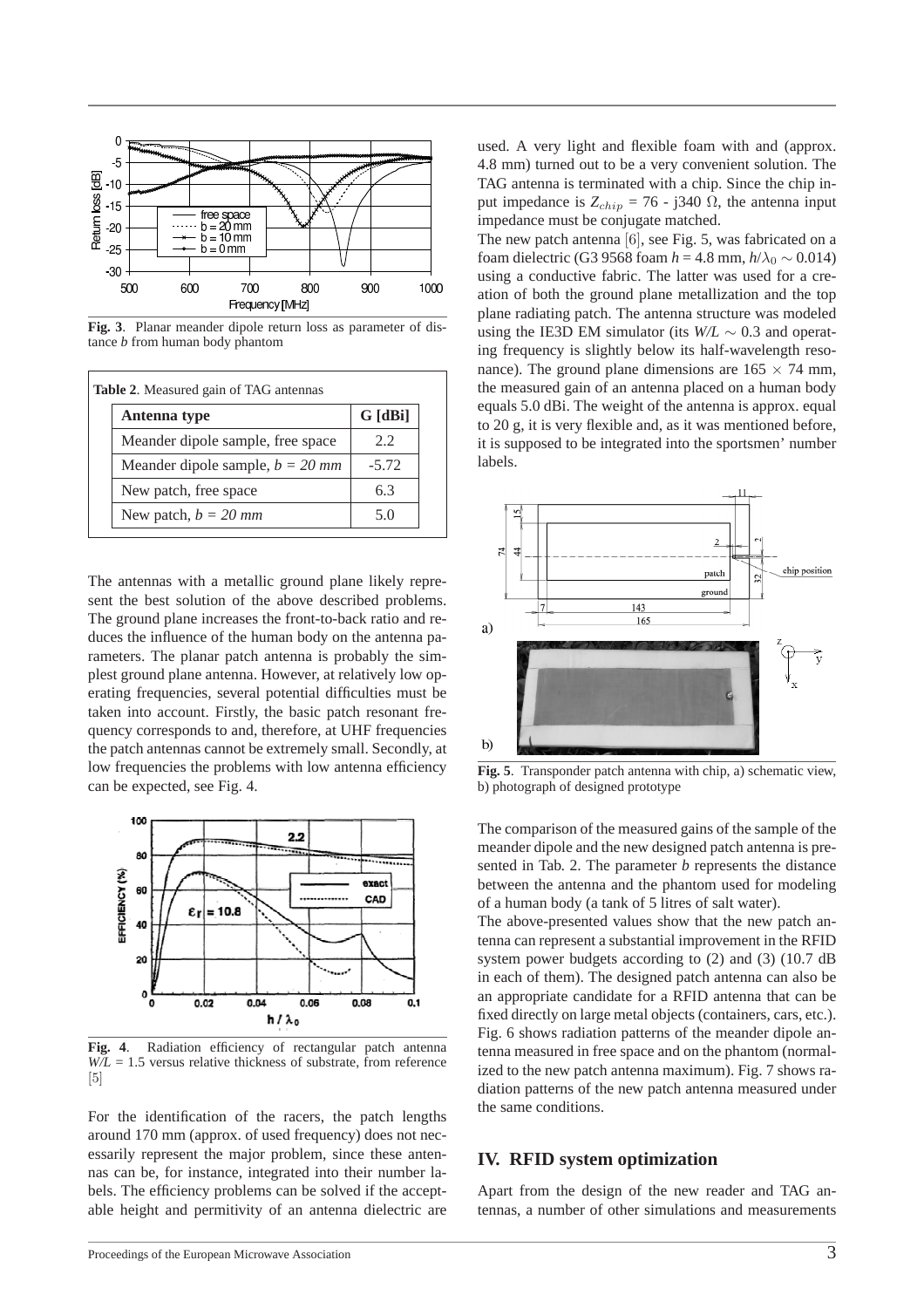Fig. 3. Planar meander dipole return loss as parameter of distance *b* from human body phantom

**Table 2**. Measured gain of TAG antennas

| Antenna type | G [dBi] |
|---|---|
| Meander dipole sample, free space | 2.2 |
| Meander dipole sample, *b = 20 mm* | -5.72 |
| New patch, free space | 6.3 |
| New patch, *b = 20 mm* | 5.0 |

The antennas with a metallic ground plane likely represent the best solution of the above described problems. The ground plane increases the front-to-back ratio and reduces the influence of the human body on the antenna parameters. The planar patch antenna is probably the simplest ground plane antenna. However, at relatively low operating frequencies, several potential difficulties must be taken into account. Firstly, the basic patch resonant frequency corresponds to and, therefore, at UHF frequencies the patch antennas cannot be extremely small. Secondly, at low frequencies the problems with low antenna efficiency can be expected, see Fig. 4.

**Fig. 4**. Radiation efficiency of rectangular patch antenna *W/L* = 1.5 versus relative thickness of substrate, from reference [5]

For the identification of the racers, the patch lengths around 170 mm (approx. of used frequency) does not necessarily represent the major problem, since these antennas can be, for instance, integrated into their number labels. The efficiency problems can be solved if the acceptable height and permitivity of an antenna dielectric are used. A very light and flexible foam with and (approx. 4.8 mm) turned out to be a very convenient solution. The TAG antenna is terminated with a chip. Since the chip input impedance is $Z_{chip}$ = 76 - j340 Ω, the antenna input impedance must be conjugate matched.

The new patch antenna [6], see Fig. 5, was fabricated on a foam dielectric (G3 9568 foam $h$ = 4.8 mm, $h/\lambda_0 \sim 0.014$) using a conductive fabric. The latter was used for a creation of both the ground plane metallization and the top plane radiating patch. The antenna structure was modeled using the IE3D EM simulator (its $W/L \sim 0.3$ and operating frequency is slightly below its half-wavelength resonance). The ground plane dimensions are 165 × 74 mm, the measured gain of an antenna placed on a human body equals 5.0 dBi. The weight of the antenna is approx. equal to 20 g, it is very flexible and, as it was mentioned before, it is supposed to be integrated into the sportsmen' number labels.

**Fig. 5**. Transponder patch antenna with chip, a) schematic view, b) photograph of designed prototype

The comparison of the measured gains of the sample of the meander dipole and the new designed patch antenna is presented in Tab. 2. The parameter *b* represents the distance between the antenna and the phantom used for modeling of a human body (a tank of 5 litres of salt water).

The above-presented values show that the new patch antenna can represent a substantial improvement in the RFID system power budgets according to (2) and (3) (10.7 dB in each of them). The designed patch antenna can also be an appropriate candidate for a RFID antenna that can be fixed directly on large metal objects (containers, cars, etc.). Fig. 6 shows radiation patterns of the meander dipole antenna measured in free space and on the phantom (normalized to the new patch antenna maximum). Fig. 7 shows radiation patterns of the new patch antenna measured under the same conditions.

## IV. RFID system optimization

Apart from the design of the new reader and TAG antennas, a number of other simulations and measurements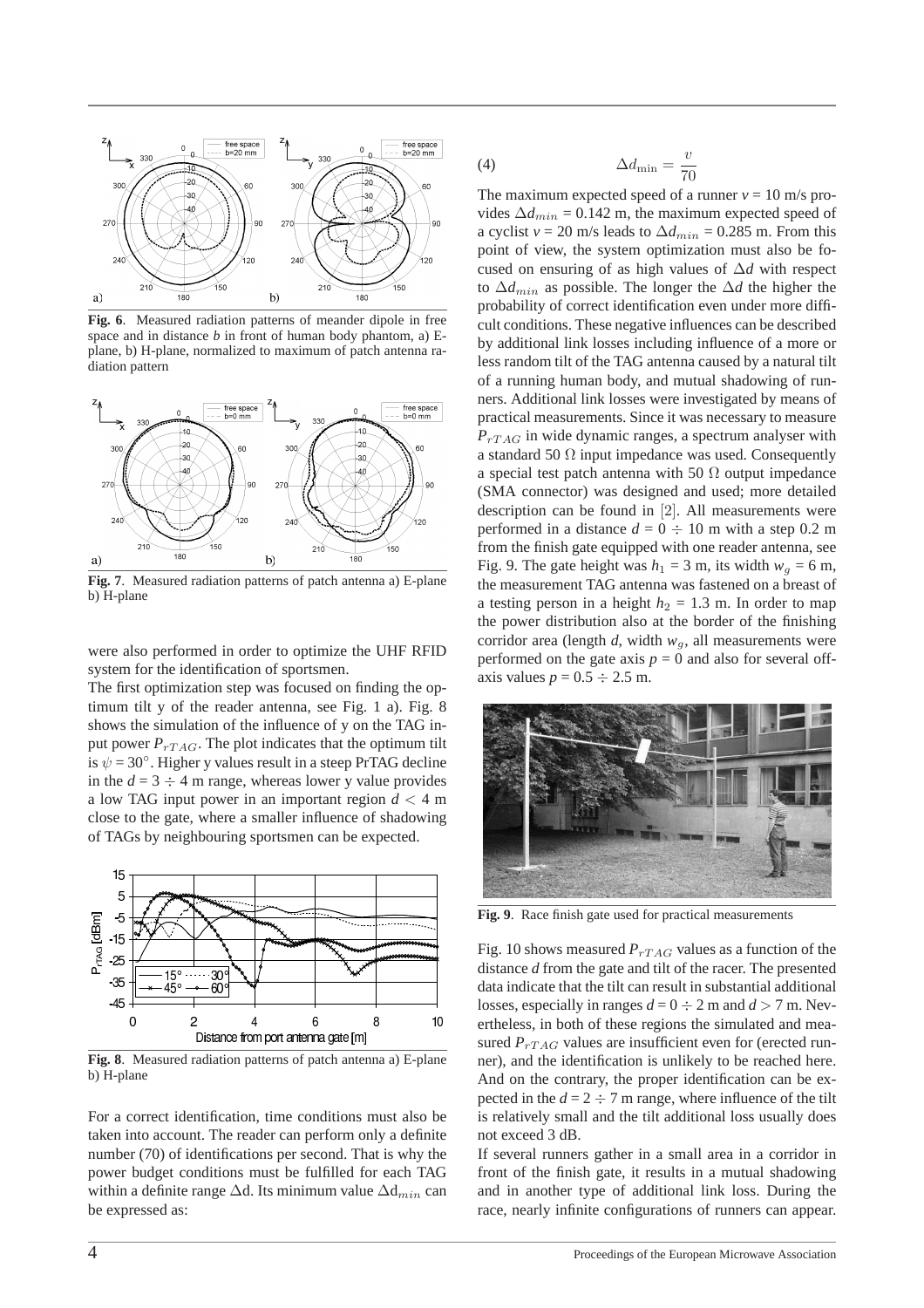**Fig. 6**. Measured radiation patterns of meander dipole in free space and in distance *b* in front of human body phantom, a) E-plane, b) H-plane, normalized to maximum of patch antenna radiation pattern

**Fig. 7**. Measured radiation patterns of patch antenna a) E-plane b) H-plane

were also performed in order to optimize the UHF RFID system for the identification of sportsmen.

The first optimization step was focused on finding the optimum tilt y of the reader antenna, see Fig. 1 a). Fig. 8 shows the simulation of the influence of y on the TAG input power $P_{rTAG}$. The plot indicates that the optimum tilt is $\psi = 30°$. Higher y values result in a steep PrTAG decline in the $d = 3 \div 4$ m range, whereas lower y value provides a low TAG input power in an important region $d < 4$ m close to the gate, where a smaller influence of shadowing of TAGs by neighbouring sportsmen can be expected.

**Fig. 8**. Measured radiation patterns of patch antenna a) E-plane b) H-plane

For a correct identification, time conditions must also be taken into account. The reader can perform only a definite number (70) of identifications per second. That is why the power budget conditions must be fulfilled for each TAG within a definite range Δd. Its minimum value $\Delta d_{min}$ can be expressed as:

$$\Delta d_{\min} = \frac{v}{70} \tag{4}$$

The maximum expected speed of a runner $v = 10$ m/s provides $\Delta d_{min} = 0.142$ m, the maximum expected speed of a cyclist $v = 20$ m/s leads to $\Delta d_{min} = 0.285$ m. From this point of view, the system optimization must also be focused on ensuring of as high values of $\Delta d$ with respect to $\Delta d_{min}$ as possible. The longer the $\Delta d$ the higher the probability of correct identification even under more difficult conditions. These negative influences can be described by additional link losses including influence of a more or less random tilt of the TAG antenna caused by a natural tilt of a running human body, and mutual shadowing of runners. Additional link losses were investigated by means of practical measurements. Since it was necessary to measure $P_{rTAG}$ in wide dynamic ranges, a spectrum analyser with a standard 50 Ω input impedance was used. Consequently a special test patch antenna with 50 Ω output impedance (SMA connector) was designed and used; more detailed description can be found in [2]. All measurements were performed in a distance $d = 0 \div 10$ m with a step 0.2 m from the finish gate equipped with one reader antenna, see Fig. 9. The gate height was $h_1 = 3$ m, its width $w_g = 6$ m, the measurement TAG antenna was fastened on a breast of a testing person in a height $h_2 = 1.3$ m. In order to map the power distribution also at the border of the finishing corridor area (length *d*, width $w_g$, all measurements were performed on the gate axis $p = 0$ and also for several off-axis values $p = 0.5 \div 2.5$ m.

**Fig. 9**. Race finish gate used for practical measurements

Fig. 10 shows measured $P_{rTAG}$ values as a function of the distance *d* from the gate and tilt of the racer. The presented data indicate that the tilt can result in substantial additional losses, especially in ranges $d = 0 \div 2$ m and $d > 7$ m. Nevertheless, in both of these regions the simulated and measured $P_{rTAG}$ values are insufficient even for (erected runner), and the identification is unlikely to be reached here. And on the contrary, the proper identification can be expected in the $d = 2 \div 7$ m range, where influence of the tilt is relatively small and the tilt additional loss usually does not exceed 3 dB.

If several runners gather in a small area in a corridor in front of the finish gate, it results in a mutual shadowing and in another type of additional link loss. During the race, nearly infinite configurations of runners can appear.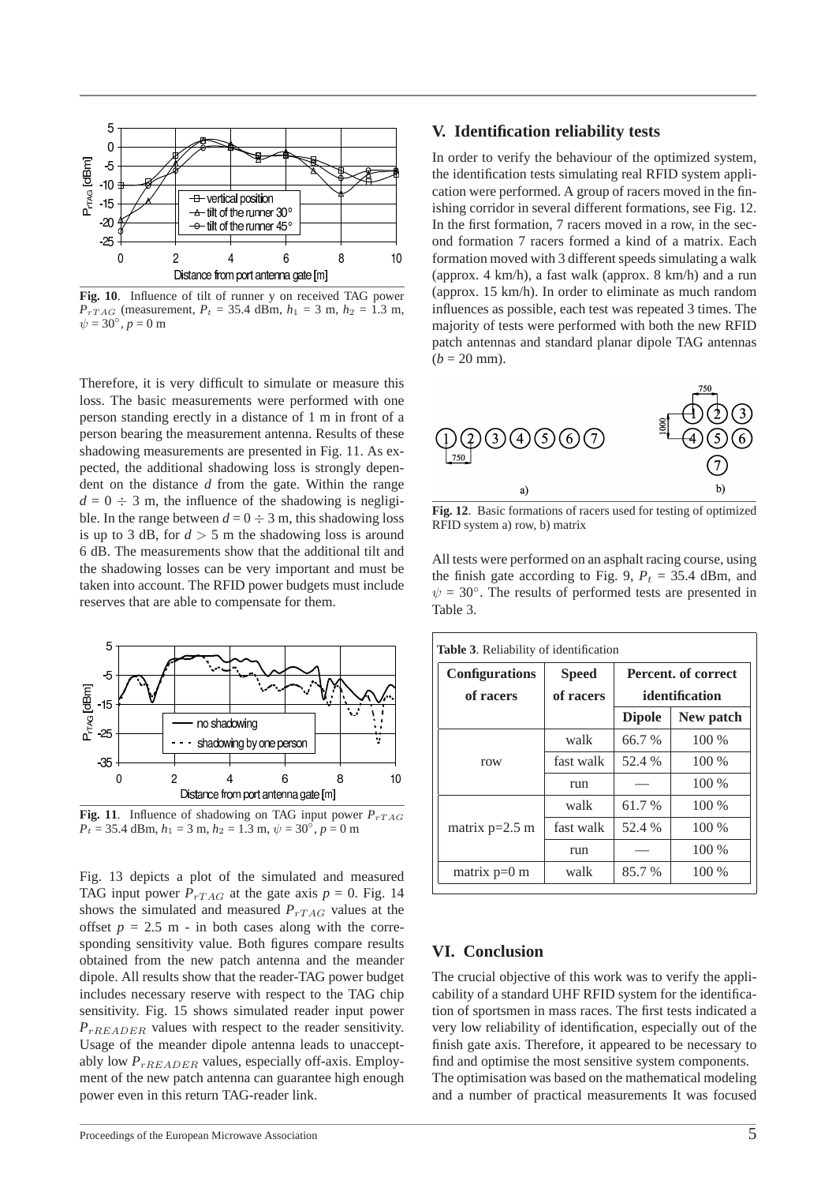**Fig. 10**. Influence of tilt of runner y on received TAG power $P_{rTAG}$ (measurement, $P_t$ = 35.4 dBm, $h_1$ = 3 m, $h_2$ = 1.3 m, $\psi = 30^\circ$, $p$ = 0 m

Therefore, it is very difficult to simulate or measure this loss. The basic measurements were performed with one person standing erectly in a distance of 1 m in front of a person bearing the measurement antenna. Results of these shadowing measurements are presented in Fig. 11. As expected, the additional shadowing loss is strongly dependent on the distance $d$ from the gate. Within the range $d = 0 \div 3$ m, the influence of the shadowing is negligible. In the range between $d = 0 \div 3$ m, this shadowing loss is up to 3 dB, for $d > 5$ m the shadowing loss is around 6 dB. The measurements show that the additional tilt and the shadowing losses can be very important and must be taken into account. The RFID power budgets must include reserves that are able to compensate for them.

**Fig. 11**. Influence of shadowing on TAG input power $P_{rTAG}$ $P_t$ = 35.4 dBm, $h_1$ = 3 m, $h_2$ = 1.3 m, $\psi = 30^\circ$, $p$ = 0 m

Fig. 13 depicts a plot of the simulated and measured TAG input power $P_{rTAG}$ at the gate axis $p$ = 0. Fig. 14 shows the simulated and measured $P_{rTAG}$ values at the offset $p$ = 2.5 m - in both cases along with the corresponding sensitivity value. Both figures compare results obtained from the new patch antenna and the meander dipole. All results show that the reader-TAG power budget includes necessary reserve with respect to the TAG chip sensitivity. Fig. 15 shows simulated reader input power $P_{rREADER}$ values with respect to the reader sensitivity. Usage of the meander dipole antenna leads to unacceptably low $P_{rREADER}$ values, especially off-axis. Employment of the new patch antenna can guarantee high enough power even in this return TAG-reader link.

## V. Identification reliability tests

In order to verify the behaviour of the optimized system, the identification tests simulating real RFID system application were performed. A group of racers moved in the finishing corridor in several different formations, see Fig. 12. In the first formation, 7 racers moved in a row, in the second formation 7 racers formed a kind of a matrix. Each formation moved with 3 different speeds simulating a walk (approx. 4 km/h), a fast walk (approx. 8 km/h) and a run (approx. 15 km/h). In order to eliminate as much random influences as possible, each test was repeated 3 times. The majority of tests were performed with both the new RFID patch antennas and standard planar dipole TAG antennas ($b$ = 20 mm).

**Fig. 12**. Basic formations of racers used for testing of optimized RFID system a) row, b) matrix

All tests were performed on an asphalt racing course, using the finish gate according to Fig. 9, $P_t$ = 35.4 dBm, and $\psi = 30^\circ$. The results of performed tests are presented in Table 3.

**Table 3**. Reliability of identification

| Configurations of racers | Speed of racers | Percent. of correct identification | |
|---|---|---|---|
| | | **Dipole** | **New patch** |
| row | walk | 66.7 % | 100 % |
| | fast walk | 52.4 % | 100 % |
| | run | — | 100 % |
| matrix p=2.5 m | walk | 61.7 % | 100 % |
| | fast walk | 52.4 % | 100 % |
| | run | — | 100 % |
| matrix p=0 m | walk | 85.7 % | 100 % |

## VI. Conclusion

The crucial objective of this work was to verify the applicability of a standard UHF RFID system for the identification of sportsmen in mass races. The first tests indicated a very low reliability of identification, especially out of the finish gate axis. Therefore, it appeared to be necessary to find and optimise the most sensitive system components.

The optimisation was based on the mathematical modeling and a number of practical measurements It was focused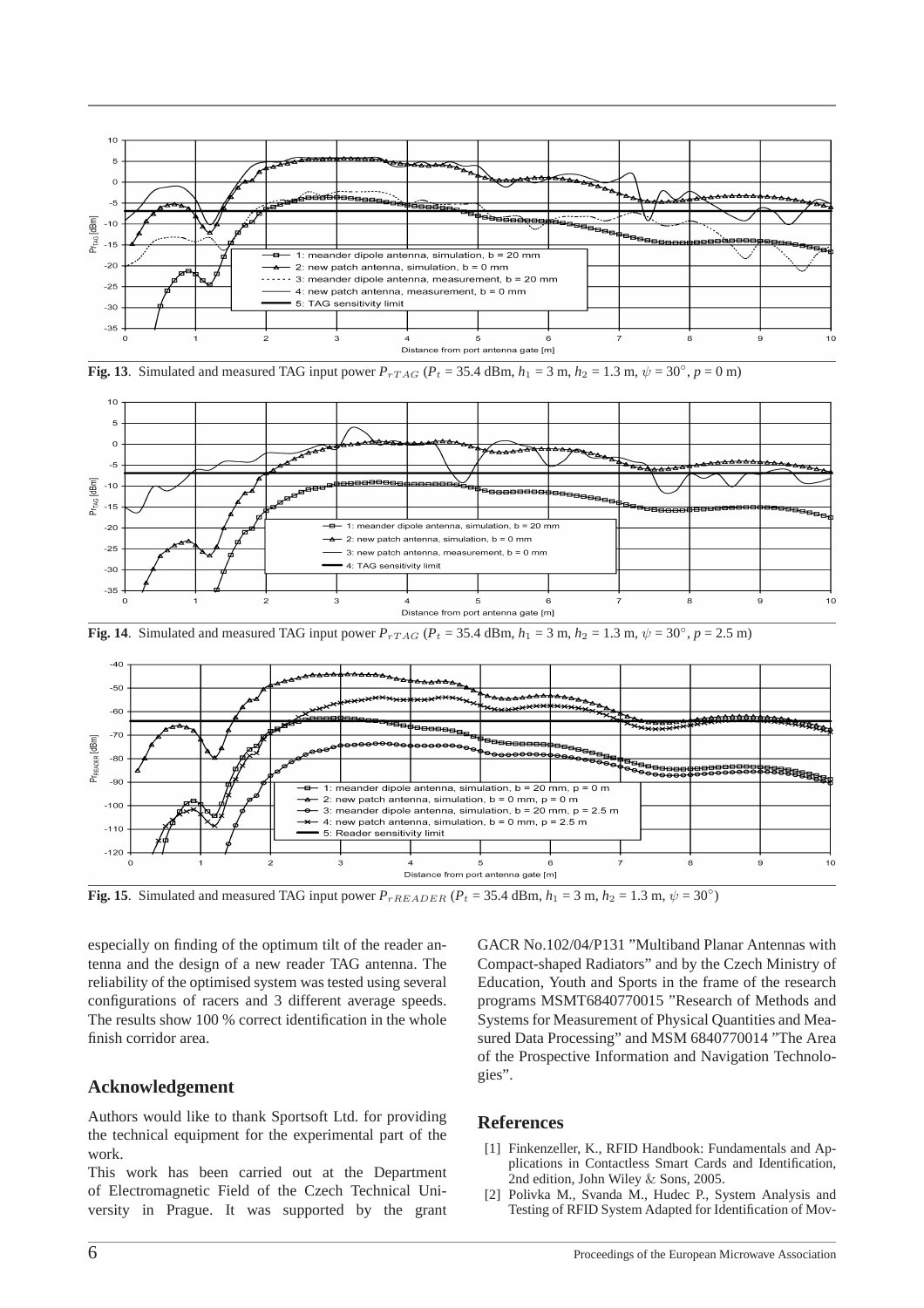**Fig. 13**. Simulated and measured TAG input power $P_{rTAG}$ ($P_t$ = 35.4 dBm, $h_1$ = 3 m, $h_2$ = 1.3 m, $\psi = 30^\circ$, $p$ = 0 m)

**Fig. 14**. Simulated and measured TAG input power $P_{rTAG}$ ($P_t$ = 35.4 dBm, $h_1$ = 3 m, $h_2$ = 1.3 m, $\psi = 30^\circ$, $p$ = 2.5 m)

**Fig. 15**. Simulated and measured TAG input power $P_{rREADER}$ ($P_t$ = 35.4 dBm, $h_1$ = 3 m, $h_2$ = 1.3 m, $\psi = 30^\circ$)

especially on finding of the optimum tilt of the reader antenna and the design of a new reader TAG antenna. The reliability of the optimised system was tested using several configurations of racers and 3 different average speeds. The results show 100 % correct identification in the whole finish corridor area.

## Acknowledgement

Authors would like to thank Sportsoft Ltd. for providing the technical equipment for the experimental part of the work.

This work has been carried out at the Department of Electromagnetic Field of the Czech Technical University in Prague. It was supported by the grant GACR No.102/04/P131 "Multiband Planar Antennas with Compact-shaped Radiators" and by the Czech Ministry of Education, Youth and Sports in the frame of the research programs MSMT6840770015 "Research of Methods and Systems for Measurement of Physical Quantities and Measured Data Processing" and MSM 6840770014 "The Area of the Prospective Information and Navigation Technologies".

## References

[1] Finkenzeller, K., RFID Handbook: Fundamentals and Applications in Contactless Smart Cards and Identification, 2nd edition, John Wiley & Sons, 2005.

[2] Polivka M., Svanda M., Hudec P., System Analysis and Testing of RFID System Adapted for Identification of Mov-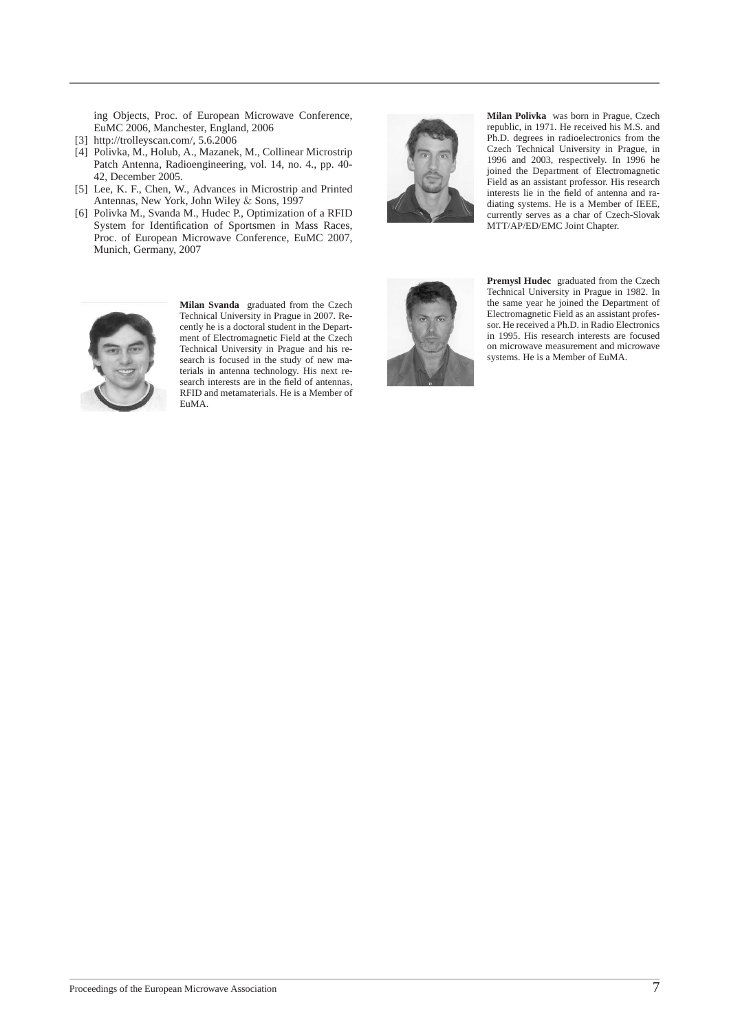ing Objects, Proc. of European Microwave Conference, EuMC 2006, Manchester, England, 2006

[3] http://trolleyscan.com/, 5.6.2006

[4] Polivka, M., Holub, A., Mazanek, M., Collinear Microstrip Patch Antenna, Radioengineering, vol. 14, no. 4., pp. 40-42, December 2005.

[5] Lee, K. F., Chen, W., Advances in Microstrip and Printed Antennas, New York, John Wiley & Sons, 1997

[6] Polivka M., Svanda M., Hudec P., Optimization of a RFID System for Identification of Sportsmen in Mass Races, Proc. of European Microwave Conference, EuMC 2007, Munich, Germany, 2007

**Milan Svanda** graduated from the Czech Technical University in Prague in 2007. Recently he is a doctoral student in the Department of Electromagnetic Field at the Czech Technical University in Prague and his research is focused in the study of new materials in antenna technology. His next research interests are in the field of antennas, RFID and metamaterials. He is a Member of EuMA.

**Milan Polivka** was born in Prague, Czech republic, in 1971. He received his M.S. and Ph.D. degrees in radioelectronics from the Czech Technical University in Prague, in 1996 and 2003, respectively. In 1996 he joined the Department of Electromagnetic Field as an assistant professor. His research interests lie in the field of antenna and radiating systems. He is a Member of IEEE, currently serves as a char of Czech-Slovak MTT/AP/ED/EMC Joint Chapter.

**Premysl Hudec** graduated from the Czech Technical University in Prague in 1982. In the same year he joined the Department of Electromagnetic Field as an assistant professor. He received a Ph.D. in Radio Electronics in 1995. His research interests are focused on microwave measurement and microwave systems. He is a Member of EuMA.